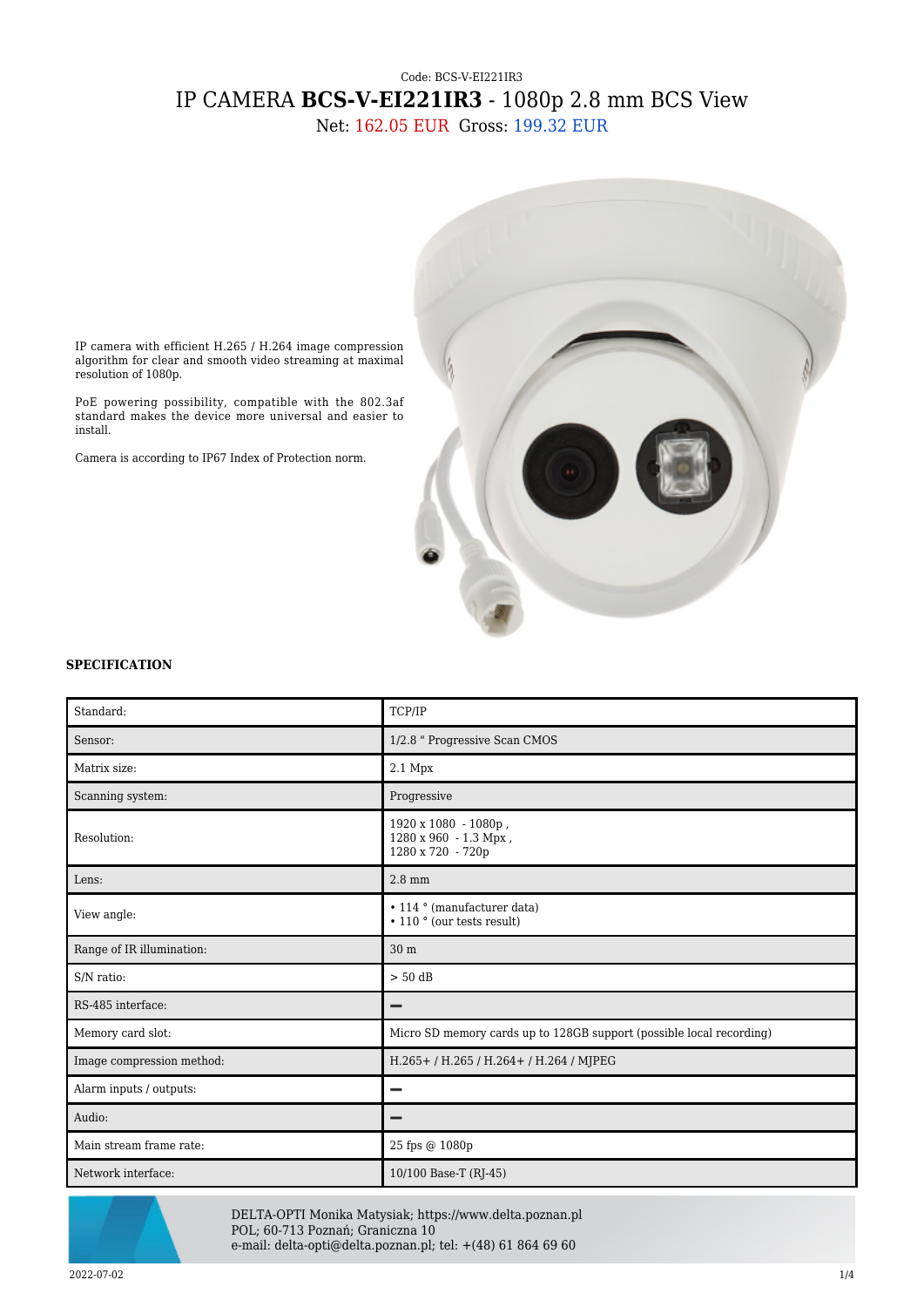Code: BCS-V-EI221IR3

# IP CAMERA **BCS-V-EI221IR3** - 1080p 2.8 mm BCS View

Net: 162.05 EUR Gross: 199.32 EUR

IP camera with efficient H.265 / H.264 image compression algorithm for clear and smooth video streaming at maximal resolution of 1080p.

PoE powering possibility, compatible with the 802.3af standard makes the device more universal and easier to install.

Camera is according to IP67 Index of Protection norm.

## SPECIFICATION

| Standard: | TCP/IP |
| --- | --- |
| Sensor: | 1/2.8 " Progressive Scan CMOS |
| Matrix size: | 2.1 Mpx |
| Scanning system: | Progressive |
| Resolution: | 1920 x 1080 - 1080p ,<br>1280 x 960 - 1.3 Mpx ,<br>1280 x 720 - 720p |
| Lens: | 2.8 mm |
| View angle: | • 114 ° (manufacturer data)<br>• 110 ° (our tests result) |
| Range of IR illumination: | 30 m |
| S/N ratio: | > 50 dB |
| RS-485 interface: | – |
| Memory card slot: | Micro SD memory cards up to 128GB support (possible local recording) |
| Image compression method: | H.265+ / H.265 / H.264+ / H.264 / MJPEG |
| Alarm inputs / outputs: | – |
| Audio: | – |
| Main stream frame rate: | 25 fps @ 1080p |
| Network interface: | 10/100 Base-T (RJ-45) |

DELTA-OPTI Monika Matysiak; https://www.delta.poznan.pl
POL; 60-713 Poznań; Graniczna 10
e-mail: delta-opti@delta.poznan.pl; tel: +(48) 61 864 69 60

2022-07-02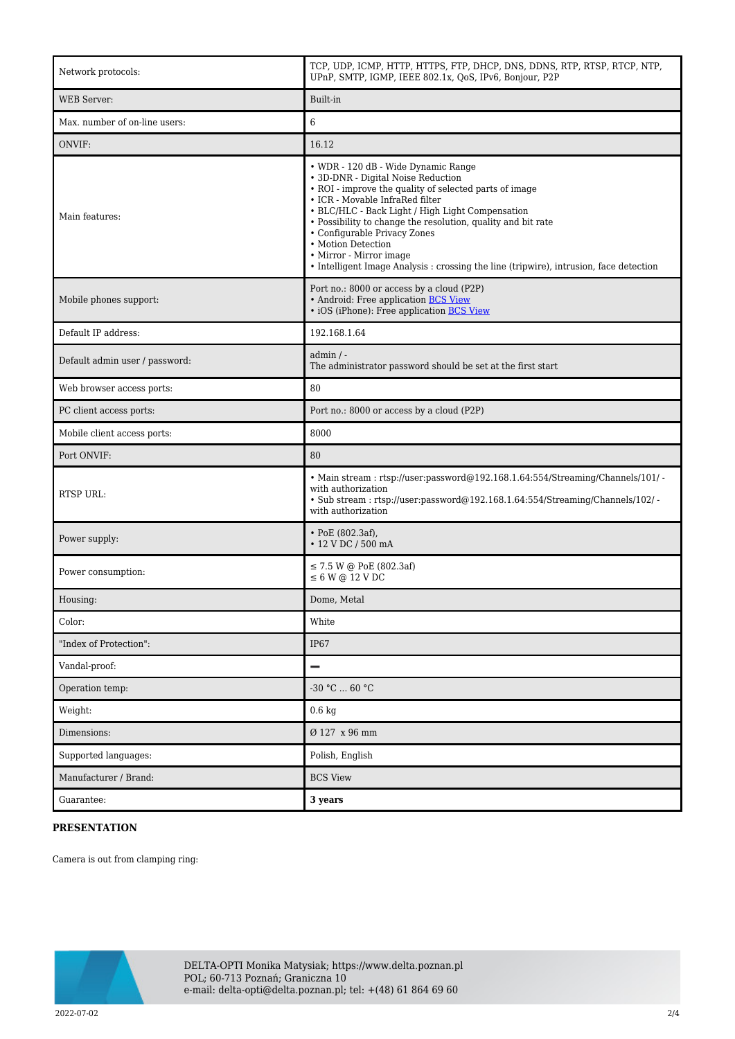| Network protocols: | TCP, UDP, ICMP, HTTP, HTTPS, FTP, DHCP, DNS, DDNS, RTP, RTSP, RTCP, NTP, UPnP, SMTP, IGMP, IEEE 802.1x, QoS, IPv6, Bonjour, P2P |
|---|---|
| WEB Server: | Built-in |
| Max. number of on-line users: | 6 |
| ONVIF: | 16.12 |
| Main features: | • WDR - 120 dB - Wide Dynamic Range<br>• 3D-DNR - Digital Noise Reduction<br>• ROI - improve the quality of selected parts of image<br>• ICR - Movable InfraRed filter<br>• BLC/HLC - Back Light / High Light Compensation<br>• Possibility to change the resolution, quality and bit rate<br>• Configurable Privacy Zones<br>• Motion Detection<br>• Mirror - Mirror image<br>• Intelligent Image Analysis : crossing the line (tripwire), intrusion, face detection |
| Mobile phones support: | Port no.: 8000 or access by a cloud (P2P)<br>• Android: Free application BCS View<br>• iOS (iPhone): Free application BCS View |
| Default IP address: | 192.168.1.64 |
| Default admin user / password: | admin / -<br>The administrator password should be set at the first start |
| Web browser access ports: | 80 |
| PC client access ports: | Port no.: 8000 or access by a cloud (P2P) |
| Mobile client access ports: | 8000 |
| Port ONVIF: | 80 |
| RTSP URL: | • Main stream : rtsp://user:password@192.168.1.64:554/Streaming/Channels/101/ - with authorization<br>• Sub stream : rtsp://user:password@192.168.1.64:554/Streaming/Channels/102/ - with authorization |
| Power supply: | • PoE (802.3af),<br>• 12 V DC / 500 mA |
| Power consumption: | ≤ 7.5 W @ PoE (802.3af)<br>≤ 6 W @ 12 V DC |
| Housing: | Dome, Metal |
| Color: | White |
| "Index of Protection": | IP67 |
| Vandal-proof: | – |
| Operation temp: | -30 °C ... 60 °C |
| Weight: | 0.6 kg |
| Dimensions: | Ø 127 x 96 mm |
| Supported languages: | Polish, English |
| Manufacturer / Brand: | BCS View |
| Guarantee: | **3 years** |

**PRESENTATION**

Camera is out from clamping ring: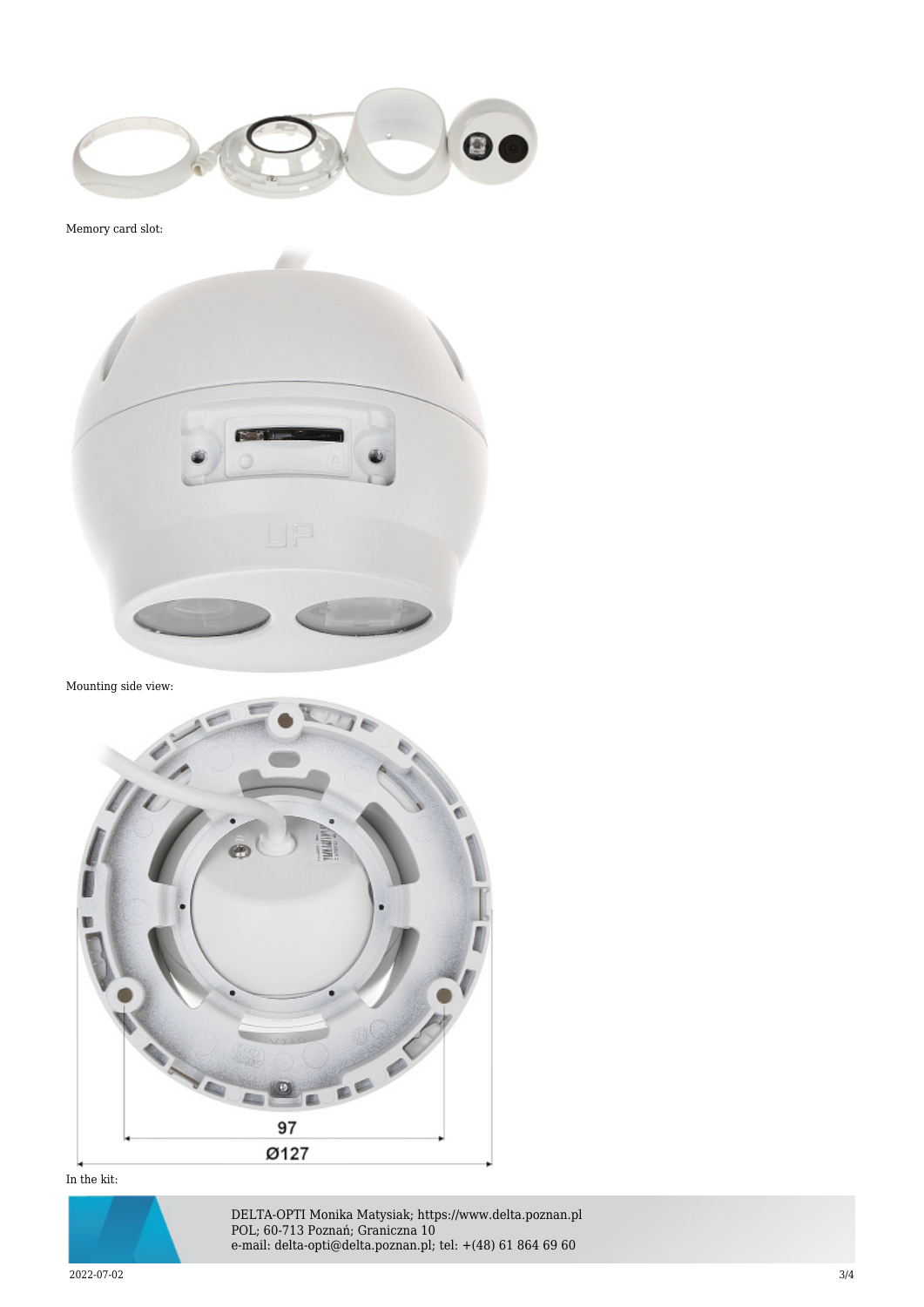Memory card slot:

Mounting side view:

97

Ø127

In the kit:

DELTA-OPTI Monika Matysiak; https://www.delta.poznan.pl
POL; 60-713 Poznań; Graniczna 10
e-mail: delta-opti@delta.poznan.pl; tel: +(48) 61 864 69 60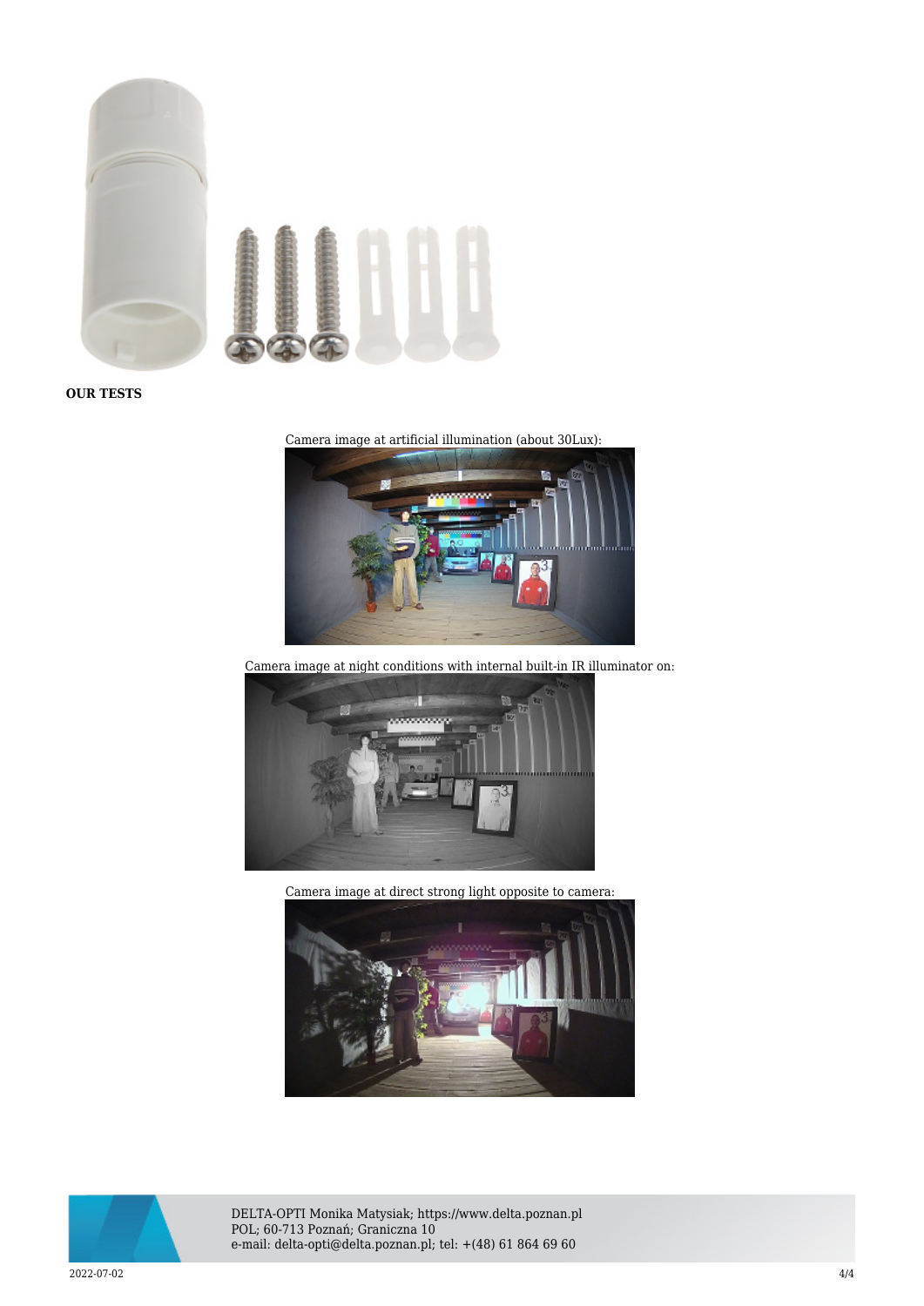**OUR TESTS**

Camera image at artificial illumination (about 30Lux):

Camera image at night conditions with internal built-in IR illuminator on:

Camera image at direct strong light opposite to camera:

DELTA-OPTI Monika Matysiak; https://www.delta.poznan.pl
POL; 60-713 Poznań; Graniczna 10
e-mail: delta-opti@delta.poznan.pl; tel: +(48) 61 864 69 60